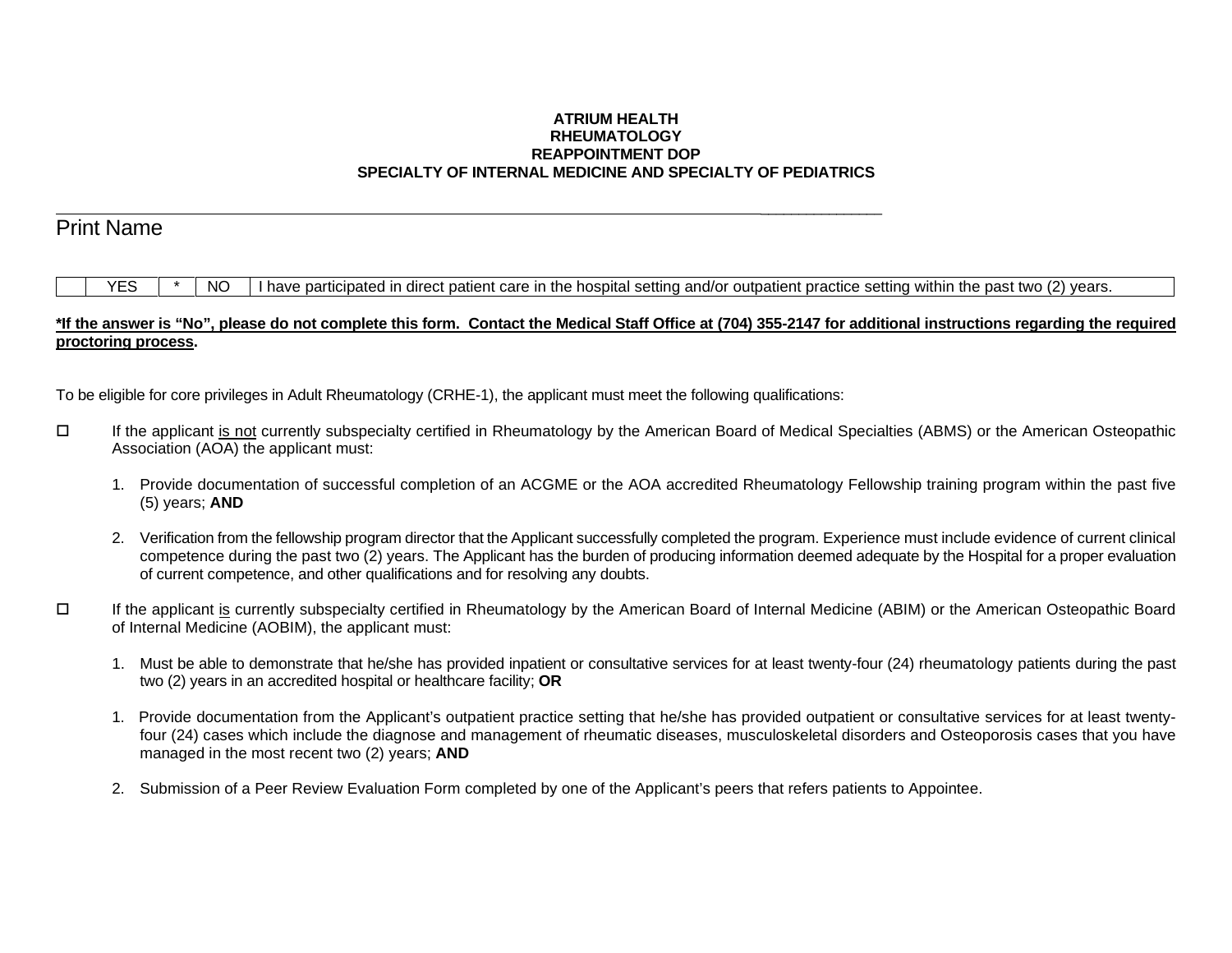**ATRIUM HEALTH**
**RHEUMATOLOGY**
**REAPPOINTMENT DOP**
**SPECIALTY OF INTERNAL MEDICINE AND SPECIALTY OF PEDIATRICS**

______________________________________________________________________________________________

Print Name

| | YES | * | NO | I have participated in direct patient care in the hospital setting and/or outpatient practice setting within the past two (2) years. |
|---|---|---|---|---|

**<u>*If the answer is "No", please do not complete this form. Contact the Medical Staff Office at (704) 355-2147 for additional instructions regarding the required proctoring process</u>.**

To be eligible for core privileges in Adult Rheumatology (CRHE-1), the applicant must meet the following qualifications:

- ☐ If the applicant <u>is not</u> currently subspecialty certified in Rheumatology by the American Board of Medical Specialties (ABMS) or the American Osteopathic Association (AOA) the applicant must:

  1. Provide documentation of successful completion of an ACGME or the AOA accredited Rheumatology Fellowship training program within the past five (5) years; **AND**

  2. Verification from the fellowship program director that the Applicant successfully completed the program. Experience must include evidence of current clinical competence during the past two (2) years. The Applicant has the burden of producing information deemed adequate by the Hospital for a proper evaluation of current competence, and other qualifications and for resolving any doubts.

- ☐ If the applicant <u>is</u> currently subspecialty certified in Rheumatology by the American Board of Internal Medicine (ABIM) or the American Osteopathic Board of Internal Medicine (AOBIM), the applicant must:

  1. Must be able to demonstrate that he/she has provided inpatient or consultative services for at least twenty-four (24) rheumatology patients during the past two (2) years in an accredited hospital or healthcare facility; **OR**

  1. Provide documentation from the Applicant's outpatient practice setting that he/she has provided outpatient or consultative services for at least twenty-four (24) cases which include the diagnose and management of rheumatic diseases, musculoskeletal disorders and Osteoporosis cases that you have managed in the most recent two (2) years; **AND**

  2. Submission of a Peer Review Evaluation Form completed by one of the Applicant's peers that refers patients to Appointee.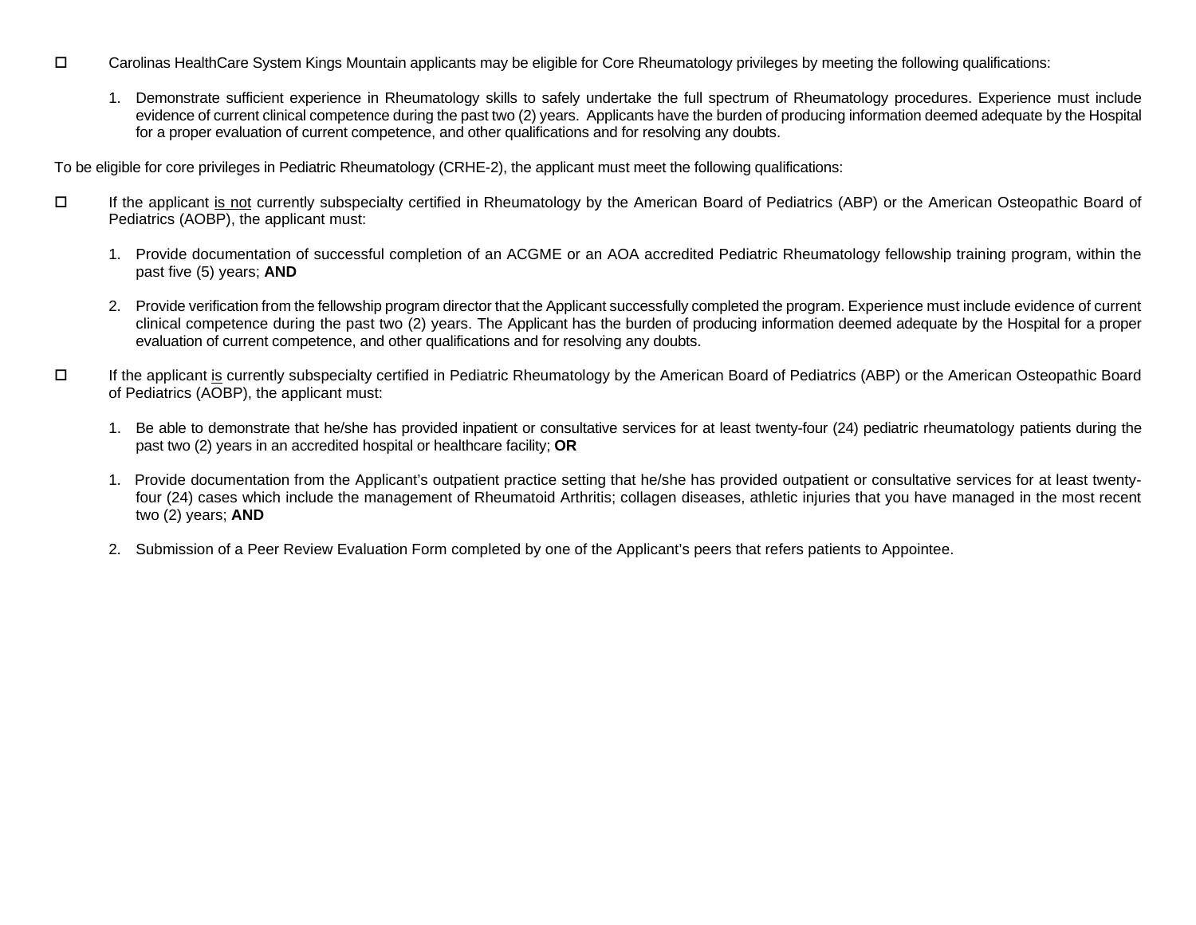- ☐ Carolinas HealthCare System Kings Mountain applicants may be eligible for Core Rheumatology privileges by meeting the following qualifications:

    1. Demonstrate sufficient experience in Rheumatology skills to safely undertake the full spectrum of Rheumatology procedures. Experience must include evidence of current clinical competence during the past two (2) years. Applicants have the burden of producing information deemed adequate by the Hospital for a proper evaluation of current competence, and other qualifications and for resolving any doubts.

To be eligible for core privileges in Pediatric Rheumatology (CRHE-2), the applicant must meet the following qualifications:

- ☐ If the applicant <u>is not</u> currently subspecialty certified in Rheumatology by the American Board of Pediatrics (ABP) or the American Osteopathic Board of Pediatrics (AOBP), the applicant must:

    1. Provide documentation of successful completion of an ACGME or an AOA accredited Pediatric Rheumatology fellowship training program, within the past five (5) years; **AND**

    2. Provide verification from the fellowship program director that the Applicant successfully completed the program. Experience must include evidence of current clinical competence during the past two (2) years. The Applicant has the burden of producing information deemed adequate by the Hospital for a proper evaluation of current competence, and other qualifications and for resolving any doubts.

- ☐ If the applicant <u>is</u> currently subspecialty certified in Pediatric Rheumatology by the American Board of Pediatrics (ABP) or the American Osteopathic Board of Pediatrics (AOBP), the applicant must:

    1. Be able to demonstrate that he/she has provided inpatient or consultative services for at least twenty-four (24) pediatric rheumatology patients during the past two (2) years in an accredited hospital or healthcare facility; **OR**

    1. Provide documentation from the Applicant's outpatient practice setting that he/she has provided outpatient or consultative services for at least twenty-four (24) cases which include the management of Rheumatoid Arthritis; collagen diseases, athletic injuries that you have managed in the most recent two (2) years; **AND**

    2. Submission of a Peer Review Evaluation Form completed by one of the Applicant's peers that refers patients to Appointee.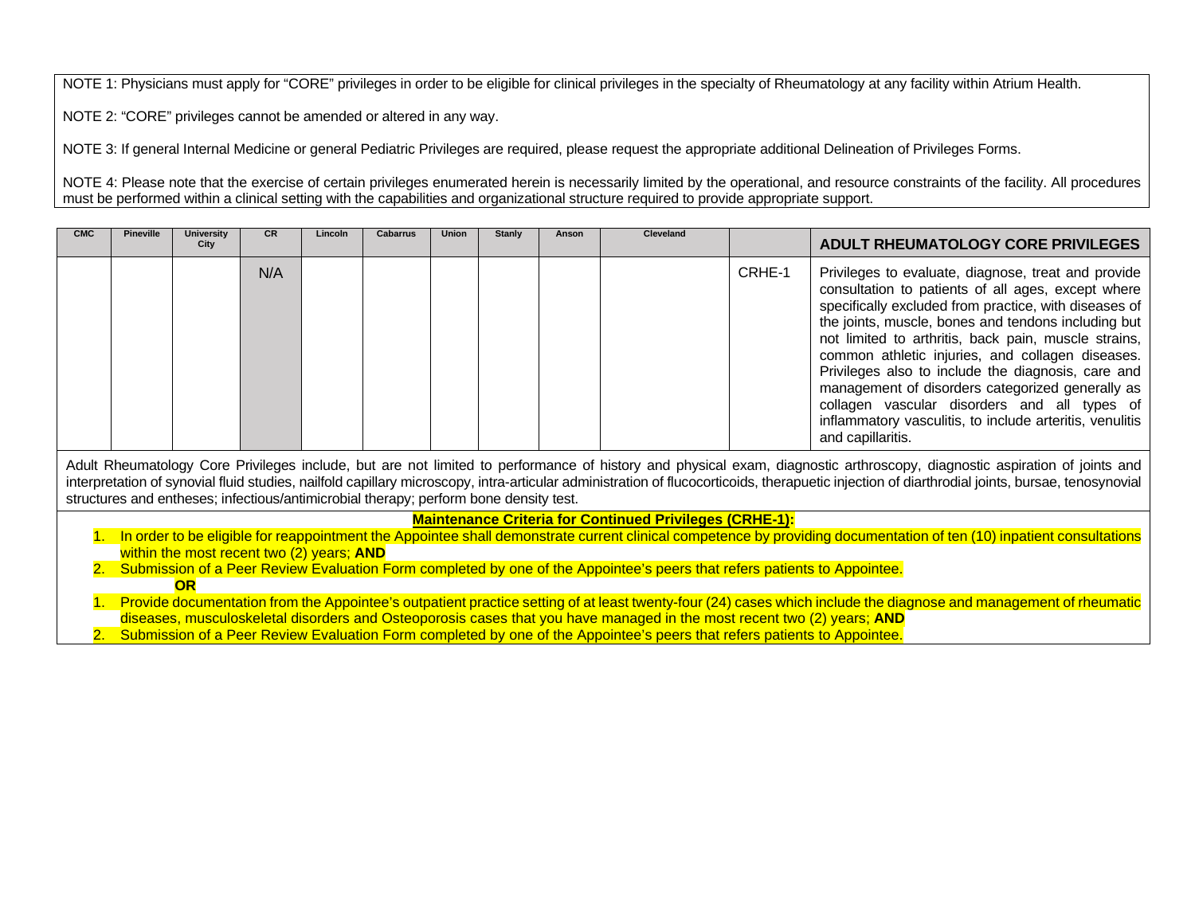NOTE 1: Physicians must apply for "CORE" privileges in order to be eligible for clinical privileges in the specialty of Rheumatology at any facility within Atrium Health.

NOTE 2: "CORE" privileges cannot be amended or altered in any way.

NOTE 3: If general Internal Medicine or general Pediatric Privileges are required, please request the appropriate additional Delineation of Privileges Forms.

NOTE 4: Please note that the exercise of certain privileges enumerated herein is necessarily limited by the operational, and resource constraints of the facility. All procedures must be performed within a clinical setting with the capabilities and organizational structure required to provide appropriate support.

| CMC | Pineville | University City | CR | Lincoln | Cabarrus | Union | Stanly | Anson | Cleveland | | ADULT RHEUMATOLOGY CORE PRIVILEGES |
|---|---|---|---|---|---|---|---|---|---|---|---|
| | | | N/A | | | | | | | CRHE-1 | Privileges to evaluate, diagnose, treat and provide consultation to patients of all ages, except where specifically excluded from practice, with diseases of the joints, muscle, bones and tendons including but not limited to arthritis, back pain, muscle strains, common athletic injuries, and collagen diseases. Privileges also to include the diagnosis, care and management of disorders categorized generally as collagen vascular disorders and all types of inflammatory vasculitis, to include arteritis, venulitis and capillaritis. |

Adult Rheumatology Core Privileges include, but are not limited to performance of history and physical exam, diagnostic arthroscopy, diagnostic aspiration of joints and interpretation of synovial fluid studies, nailfold capillary microscopy, intra-articular administration of flucocorticoids, therapuetic injection of diarthrodial joints, bursae, tenosynovial structures and entheses; infectious/antimicrobial therapy; perform bone density test.

**Maintenance Criteria for Continued Privileges (CRHE-1):**

1. In order to be eligible for reappointment the Appointee shall demonstrate current clinical competence by providing documentation of ten (10) inpatient consultations within the most recent two (2) years; **AND**
2. Submission of a Peer Review Evaluation Form completed by one of the Appointee's peers that refers patients to Appointee.

**OR**

1. Provide documentation from the Appointee's outpatient practice setting of at least twenty-four (24) cases which include the diagnose and management of rheumatic diseases, musculoskeletal disorders and Osteoporosis cases that you have managed in the most recent two (2) years; **AND**
2. Submission of a Peer Review Evaluation Form completed by one of the Appointee's peers that refers patients to Appointee.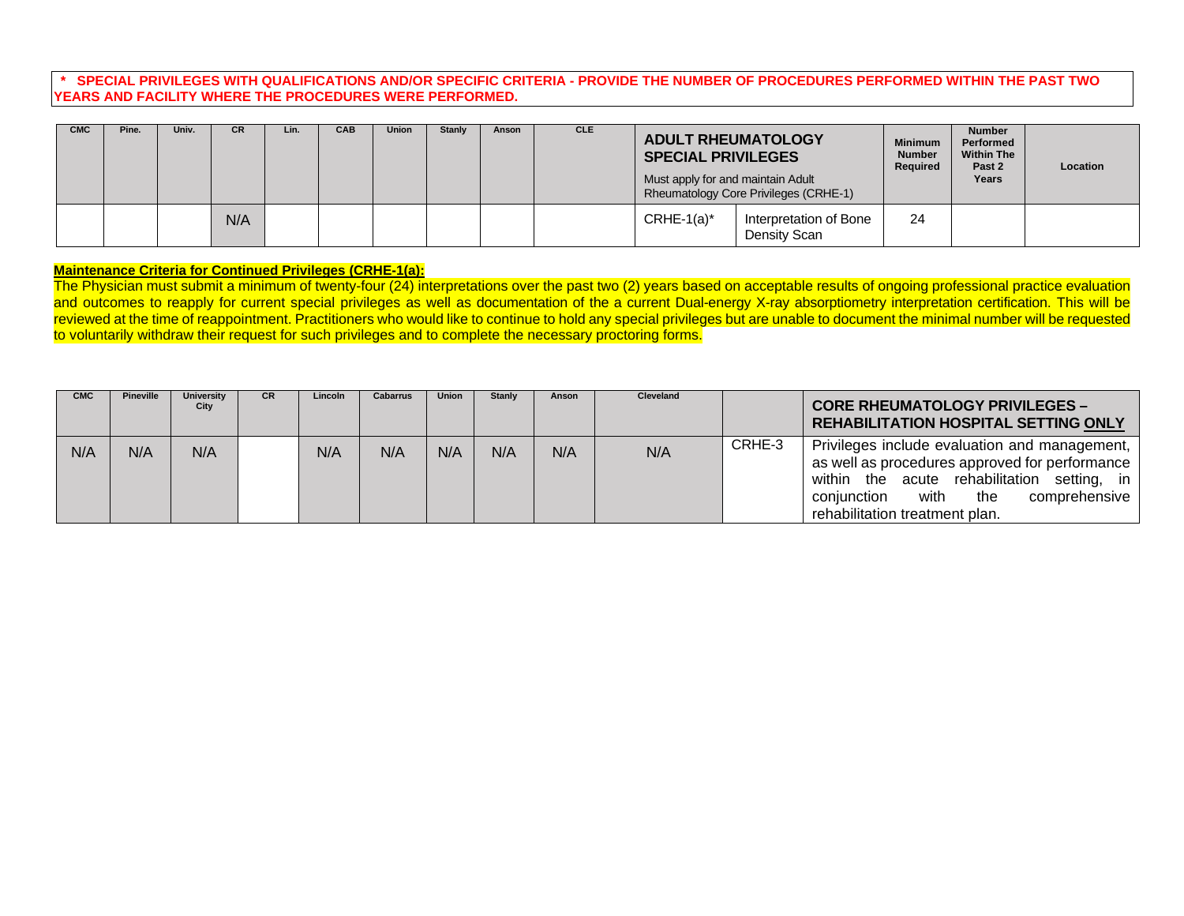**\* SPECIAL PRIVILEGES WITH QUALIFICATIONS AND/OR SPECIFIC CRITERIA - PROVIDE THE NUMBER OF PROCEDURES PERFORMED WITHIN THE PAST TWO YEARS AND FACILITY WHERE THE PROCEDURES WERE PERFORMED.**

| CMC | Pine. | Univ. | CR | Lin. | CAB | Union | Stanly | Anson | CLE | **ADULT RHEUMATOLOGY SPECIAL PRIVILEGES** Must apply for and maintain Adult Rheumatology Core Privileges (CRHE-1) | | Minimum Number Required | Number Performed Within The Past 2 Years | Location |
|---|---|---|---|---|---|---|---|---|---|---|---|---|---|---|
| | | | N/A | | | | | | | CRHE-1(a)* | Interpretation of Bone Density Scan | 24 | | |

**Maintenance Criteria for Continued Privileges (CRHE-1(a):**
The Physician must submit a minimum of twenty-four (24) interpretations over the past two (2) years based on acceptable results of ongoing professional practice evaluation and outcomes to reapply for current special privileges as well as documentation of the a current Dual-energy X-ray absorptiometry interpretation certification. This will be reviewed at the time of reappointment. Practitioners who would like to continue to hold any special privileges but are unable to document the minimal number will be requested to voluntarily withdraw their request for such privileges and to complete the necessary proctoring forms.

| CMC | Pineville | University City | CR | Lincoln | Cabarrus | Union | Stanly | Anson | Cleveland | | **CORE RHEUMATOLOGY PRIVILEGES – REHABILITATION HOSPITAL SETTING ONLY** |
|---|---|---|---|---|---|---|---|---|---|---|---|
| N/A | N/A | N/A | | N/A | N/A | N/A | N/A | N/A | N/A | CRHE-3 | Privileges include evaluation and management, as well as procedures approved for performance within the acute rehabilitation setting, in conjunction with the comprehensive rehabilitation treatment plan. |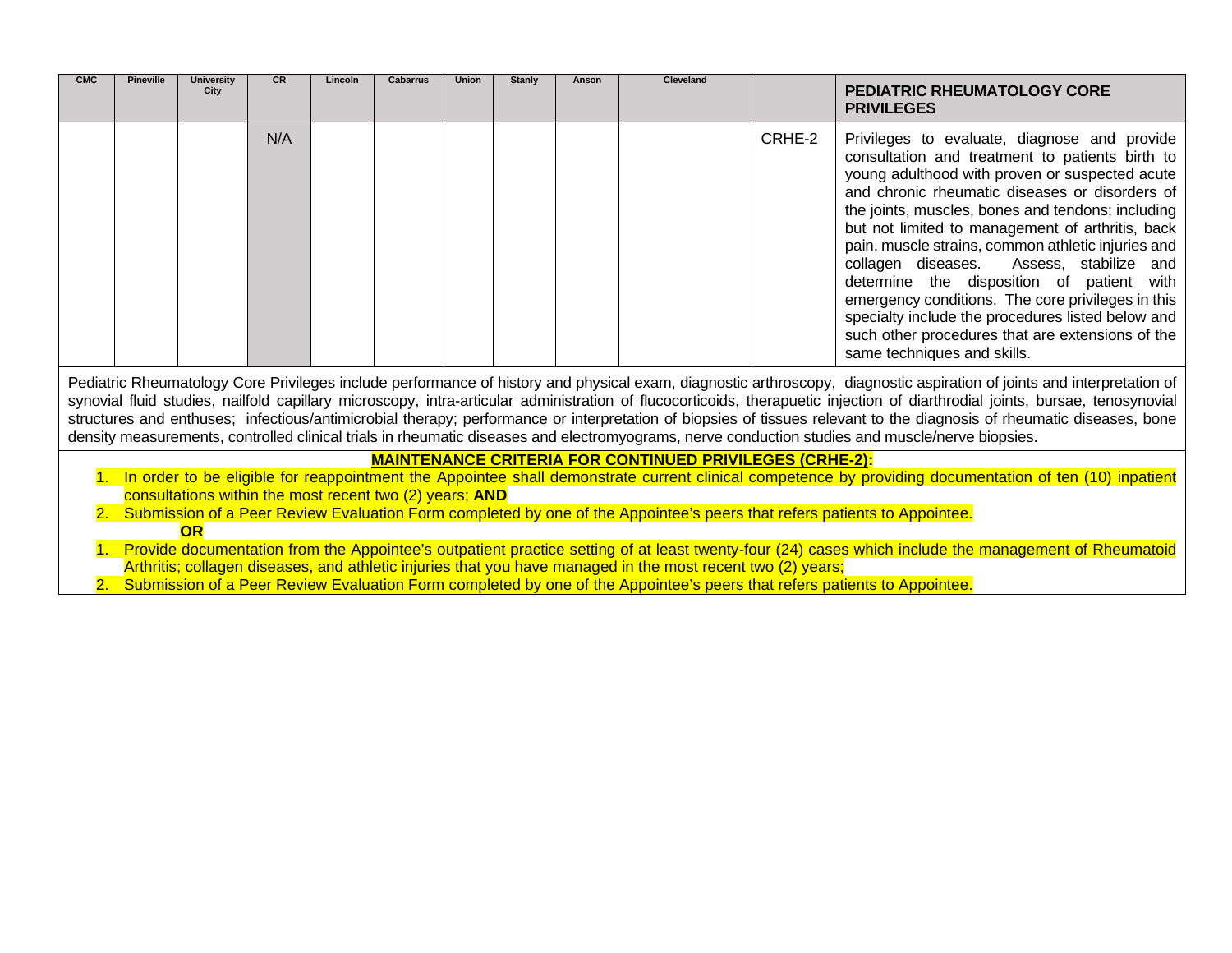| CMC | Pineville | University City | CR | Lincoln | Cabarrus | Union | Stanly | Anson | Cleveland | | PEDIATRIC RHEUMATOLOGY CORE PRIVILEGES |
|---|---|---|---|---|---|---|---|---|---|---|---|
| | | | N/A | | | | | | | CRHE-2 | Privileges to evaluate, diagnose and provide consultation and treatment to patients birth to young adulthood with proven or suspected acute and chronic rheumatic diseases or disorders of the joints, muscles, bones and tendons; including but not limited to management of arthritis, back pain, muscle strains, common athletic injuries and collagen diseases. Assess, stabilize and determine the disposition of patient with emergency conditions. The core privileges in this specialty include the procedures listed below and such other procedures that are extensions of the same techniques and skills. |

Pediatric Rheumatology Core Privileges include performance of history and physical exam, diagnostic arthroscopy, diagnostic aspiration of joints and interpretation of synovial fluid studies, nailfold capillary microscopy, intra-articular administration of flucocorticoids, therapeutic injection of diarthrodial joints, bursae, tenosynovial structures and enthuses; infectious/antimicrobial therapy; performance or interpretation of biopsies of tissues relevant to the diagnosis of rheumatic diseases, bone density measurements, controlled clinical trials in rheumatic diseases and electromyograms, nerve conduction studies and muscle/nerve biopsies.

**MAINTENANCE CRITERIA FOR CONTINUED PRIVILEGES (CRHE-2):**

1. In order to be eligible for reappointment the Appointee shall demonstrate current clinical competence by providing documentation of ten (10) inpatient consultations within the most recent two (2) years; **AND**
2. Submission of a Peer Review Evaluation Form completed by one of the Appointee's peers that refers patients to Appointee.

**OR**

1. Provide documentation from the Appointee's outpatient practice setting of at least twenty-four (24) cases which include the management of Rheumatoid Arthritis; collagen diseases, and athletic injuries that you have managed in the most recent two (2) years;
2. Submission of a Peer Review Evaluation Form completed by one of the Appointee's peers that refers patients to Appointee.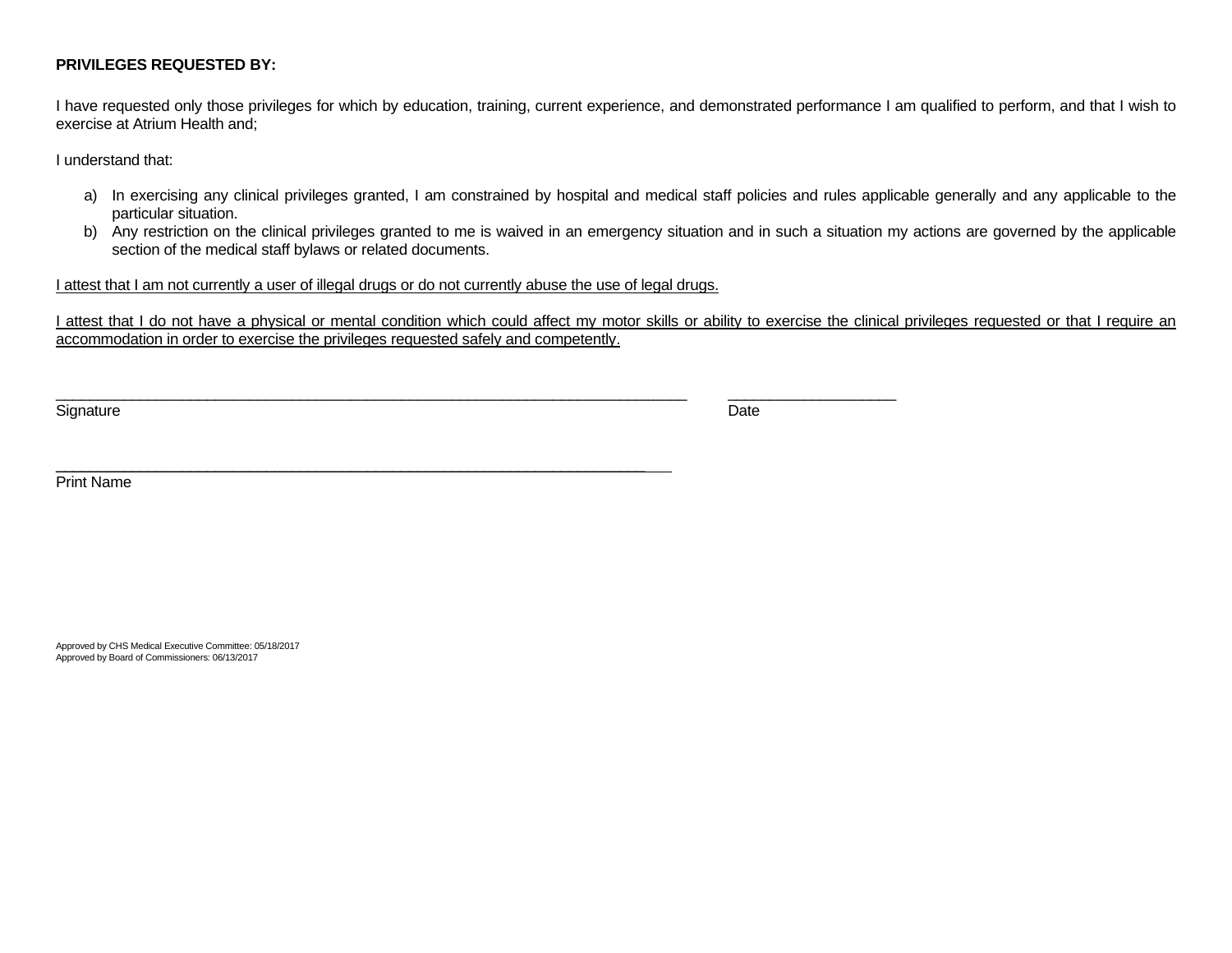**PRIVILEGES REQUESTED BY:**

I have requested only those privileges for which by education, training, current experience, and demonstrated performance I am qualified to perform, and that I wish to exercise at Atrium Health and;

I understand that:

a) In exercising any clinical privileges granted, I am constrained by hospital and medical staff policies and rules applicable generally and any applicable to the particular situation.
b) Any restriction on the clinical privileges granted to me is waived in an emergency situation and in such a situation my actions are governed by the applicable section of the medical staff bylaws or related documents.

<u>I attest that I am not currently a user of illegal drugs or do not currently abuse the use of legal drugs.</u>

<u>I attest that I do not have a physical or mental condition which could affect my motor skills or ability to exercise the clinical privileges requested or that I require an accommodation in order to exercise the privileges requested safely and competently.</u>

_______________________________________________________________________________ ____________________
Signature Date

_______________________________________________________________________________
Print Name

Approved by CHS Medical Executive Committee: 05/18/2017
Approved by Board of Commissioners: 06/13/2017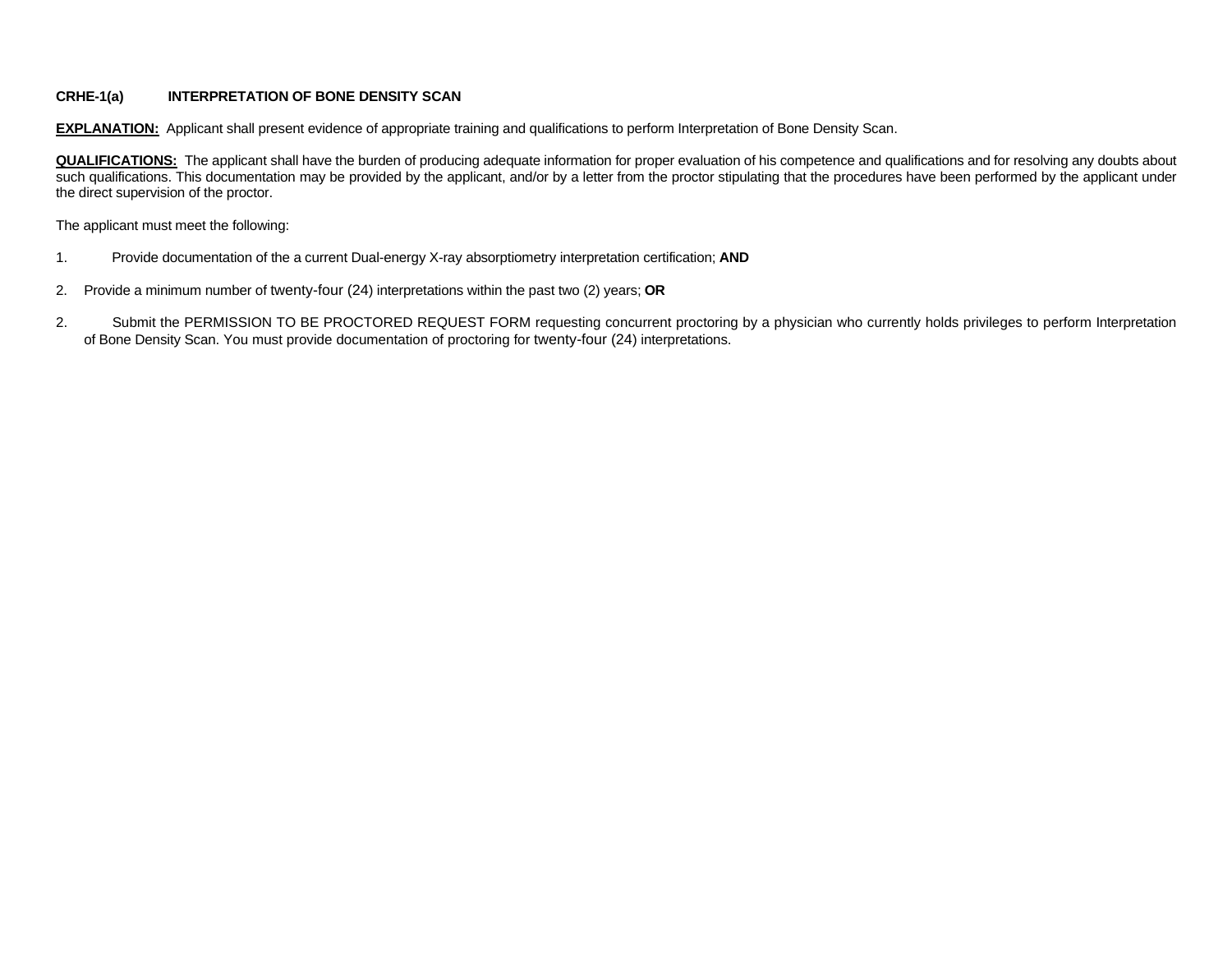**CRHE-1(a) INTERPRETATION OF BONE DENSITY SCAN**

**EXPLANATION:** Applicant shall present evidence of appropriate training and qualifications to perform Interpretation of Bone Density Scan.

**QUALIFICATIONS:** The applicant shall have the burden of producing adequate information for proper evaluation of his competence and qualifications and for resolving any doubts about such qualifications. This documentation may be provided by the applicant, and/or by a letter from the proctor stipulating that the procedures have been performed by the applicant under the direct supervision of the proctor.

The applicant must meet the following:

1. Provide documentation of the a current Dual-energy X-ray absorptiometry interpretation certification; **AND**

2. Provide a minimum number of twenty-four (24) interpretations within the past two (2) years; **OR**

2. Submit the PERMISSION TO BE PROCTORED REQUEST FORM requesting concurrent proctoring by a physician who currently holds privileges to perform Interpretation of Bone Density Scan. You must provide documentation of proctoring for twenty-four (24) interpretations.